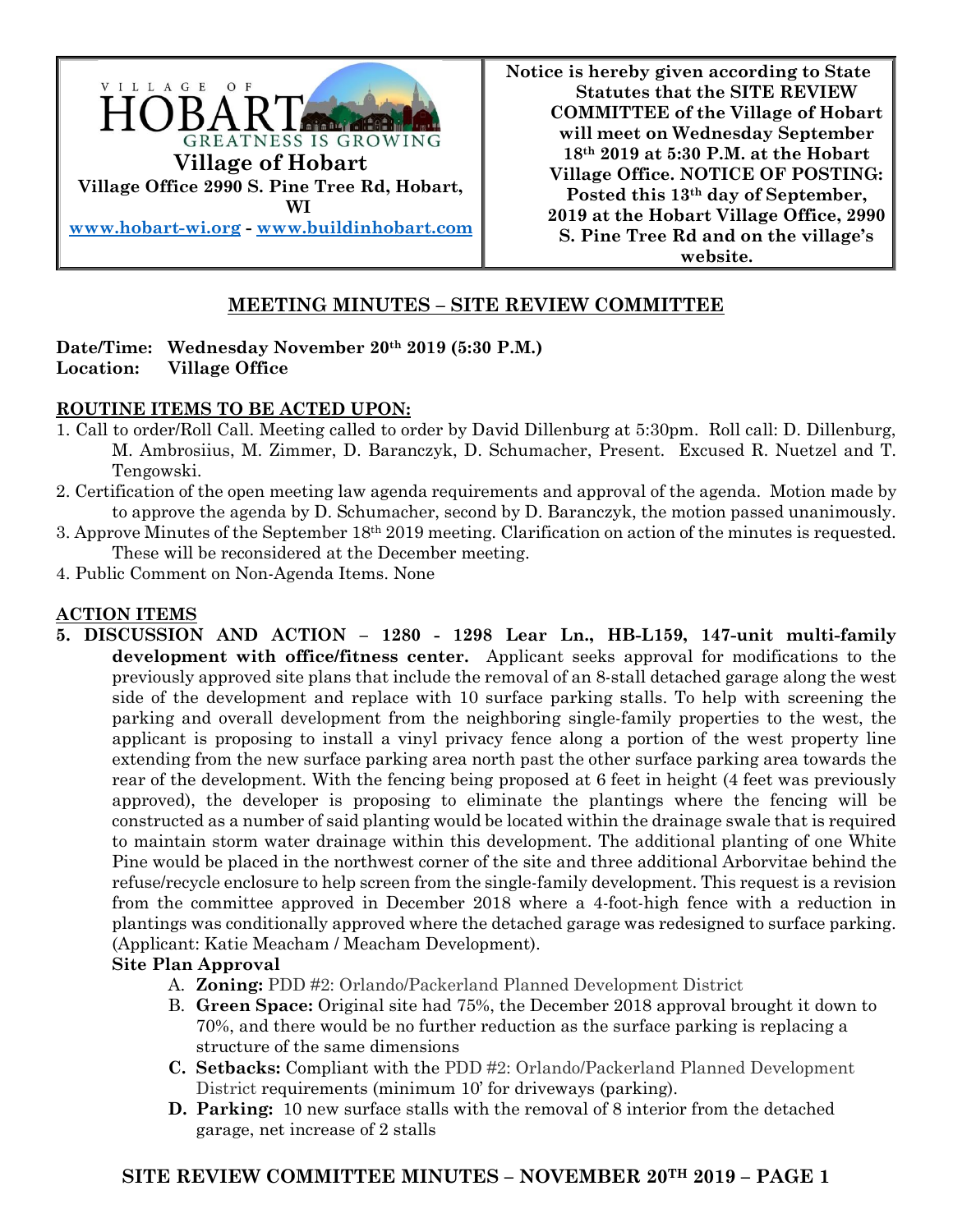VILLAGE OF HOBART
GREATNESS IS GROWING

**Village of Hobart**
**Village Office 2990 S. Pine Tree Rd, Hobart, WI**
[www.hobart-wi.org](http://www.hobart-wi.org) - [www.buildinhobart.com](http://www.buildinhobart.com)

**Notice is hereby given according to State Statutes that the SITE REVIEW COMMITTEE of the Village of Hobart will meet on Wednesday September 18th 2019 at 5:30 P.M. at the Hobart Village Office. NOTICE OF POSTING: Posted this 13th day of September, 2019 at the Hobart Village Office, 2990 S. Pine Tree Rd and on the village's website.**

## MEETING MINUTES – SITE REVIEW COMMITTEE

**Date/Time: Wednesday November 20th 2019 (5:30 P.M.)**
**Location: Village Office**

### ROUTINE ITEMS TO BE ACTED UPON:

1. Call to order/Roll Call. Meeting called to order by David Dillenburg at 5:30pm. Roll call: D. Dillenburg, M. Ambrosiius, M. Zimmer, D. Baranczyk, D. Schumacher, Present. Excused R. Nuetzel and T. Tengowski.
2. Certification of the open meeting law agenda requirements and approval of the agenda. Motion made by to approve the agenda by D. Schumacher, second by D. Baranczyk, the motion passed unanimously.
3. Approve Minutes of the September 18th 2019 meeting. Clarification on action of the minutes is requested. These will be reconsidered at the December meeting.
4. Public Comment on Non-Agenda Items. None

### ACTION ITEMS

**5. DISCUSSION AND ACTION – 1280 - 1298 Lear Ln., HB-L159, 147-unit multi-family development with office/fitness center.** Applicant seeks approval for modifications to the previously approved site plans that include the removal of an 8-stall detached garage along the west side of the development and replace with 10 surface parking stalls. To help with screening the parking and overall development from the neighboring single-family properties to the west, the applicant is proposing to install a vinyl privacy fence along a portion of the west property line extending from the new surface parking area north past the other surface parking area towards the rear of the development. With the fencing being proposed at 6 feet in height (4 feet was previously approved), the developer is proposing to eliminate the plantings where the fencing will be constructed as a number of said planting would be located within the drainage swale that is required to maintain storm water drainage within this development. The additional planting of one White Pine would be placed in the northwest corner of the site and three additional Arborvitae behind the refuse/recycle enclosure to help screen from the single-family development. This request is a revision from the committee approved in December 2018 where a 4-foot-high fence with a reduction in plantings was conditionally approved where the detached garage was redesigned to surface parking. (Applicant: Katie Meacham / Meacham Development).

**Site Plan Approval**

A. **Zoning:** PDD #2: Orlando/Packerland Planned Development District
B. **Green Space:** Original site had 75%, the December 2018 approval brought it down to 70%, and there would be no further reduction as the surface parking is replacing a structure of the same dimensions
C. **Setbacks:** Compliant with the PDD #2: Orlando/Packerland Planned Development District requirements (minimum 10' for driveways (parking).
D. **Parking:** 10 new surface stalls with the removal of 8 interior from the detached garage, net increase of 2 stalls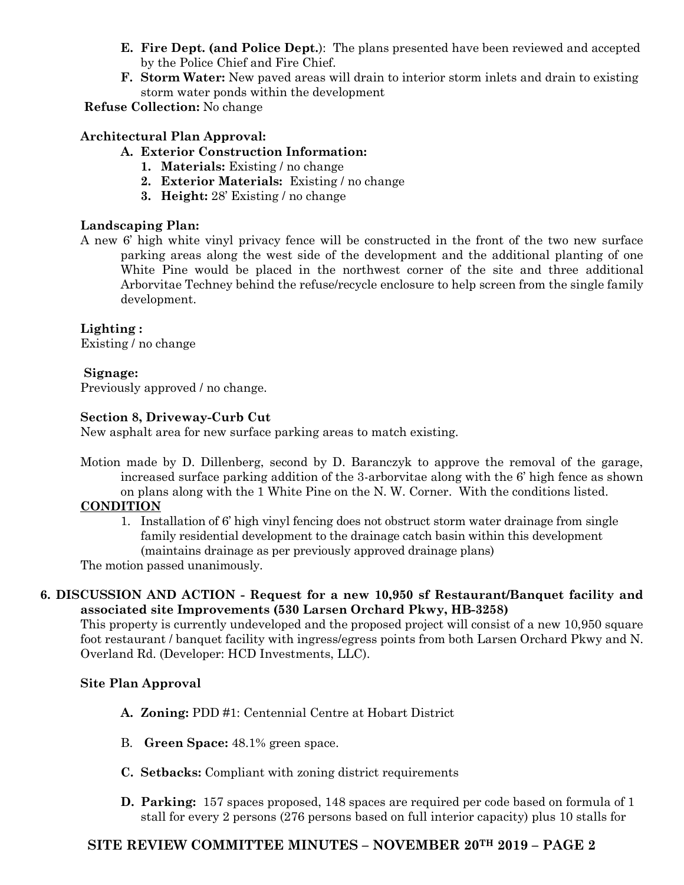- **E. Fire Dept. (and Police Dept.)**: The plans presented have been reviewed and accepted by the Police Chief and Fire Chief.
- **F. Storm Water:** New paved areas will drain to interior storm inlets and drain to existing storm water ponds within the development

**Refuse Collection:** No change

**Architectural Plan Approval:**

- **A. Exterior Construction Information:**
  1. **Materials:** Existing / no change
  2. **Exterior Materials:** Existing / no change
  3. **Height:** 28' Existing / no change

**Landscaping Plan:**

A new 6' high white vinyl privacy fence will be constructed in the front of the two new surface parking areas along the west side of the development and the additional planting of one White Pine would be placed in the northwest corner of the site and three additional Arborvitae Techney behind the refuse/recycle enclosure to help screen from the single family development.

**Lighting :**

Existing / no change

**Signage:**

Previously approved / no change.

**Section 8, Driveway-Curb Cut**

New asphalt area for new surface parking areas to match existing.

Motion made by D. Dillenberg, second by D. Baranczyk to approve the removal of the garage, increased surface parking addition of the 3-arborvitae along with the 6' high fence as shown on plans along with the 1 White Pine on the N. W. Corner. With the conditions listed.

**CONDITION**

1. Installation of 6' high vinyl fencing does not obstruct storm water drainage from single family residential development to the drainage catch basin within this development (maintains drainage as per previously approved drainage plans)

The motion passed unanimously.

**6. DISCUSSION AND ACTION - Request for a new 10,950 sf Restaurant/Banquet facility and associated site Improvements (530 Larsen Orchard Pkwy, HB-3258)**

This property is currently undeveloped and the proposed project will consist of a new 10,950 square foot restaurant / banquet facility with ingress/egress points from both Larsen Orchard Pkwy and N. Overland Rd. (Developer: HCD Investments, LLC).

**Site Plan Approval**

- **A. Zoning:** PDD #1: Centennial Centre at Hobart District
- B. **Green Space:** 48.1% green space.
- **C. Setbacks:** Compliant with zoning district requirements
- **D. Parking:** 157 spaces proposed, 148 spaces are required per code based on formula of 1 stall for every 2 persons (276 persons based on full interior capacity) plus 10 stalls for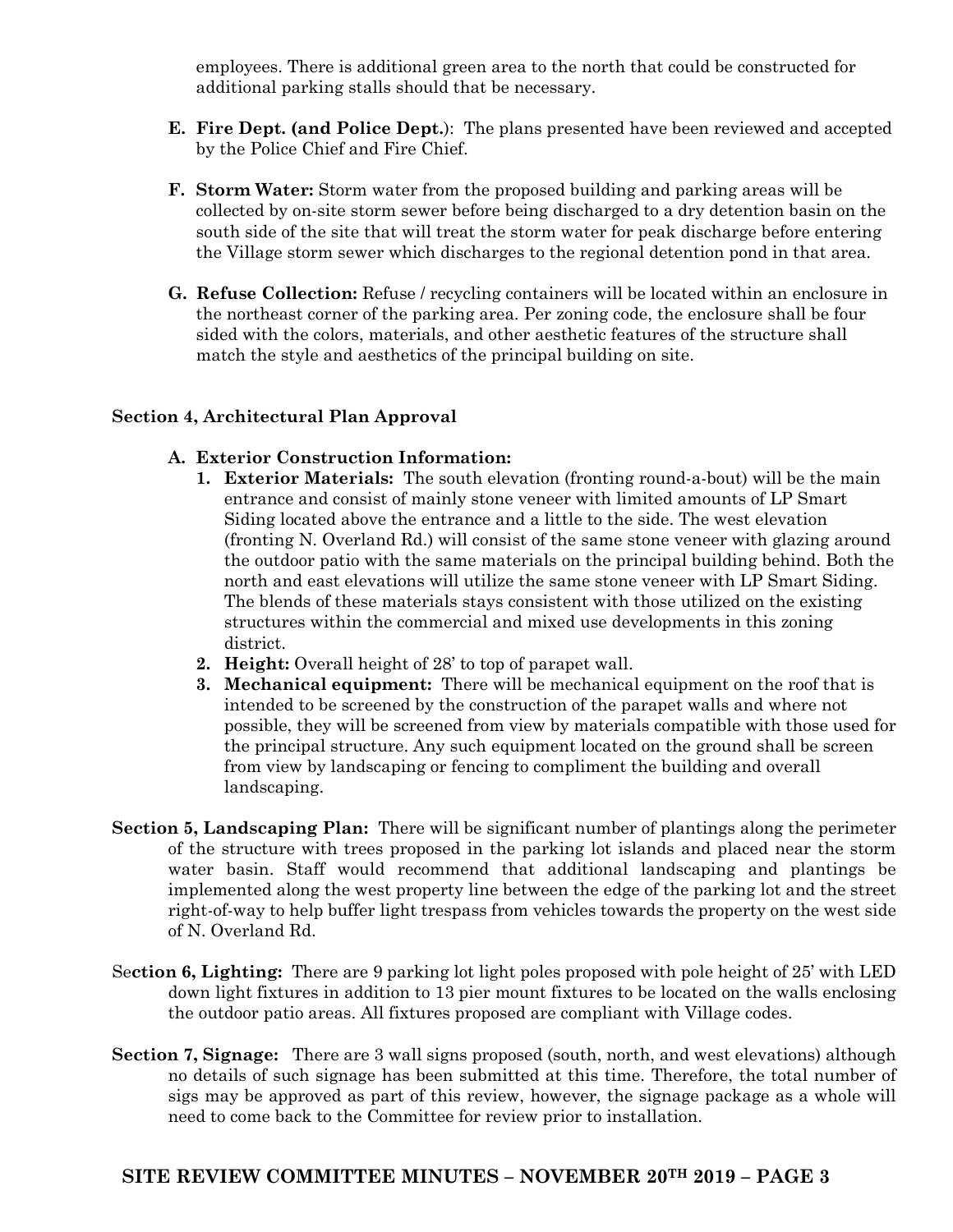employees. There is additional green area to the north that could be constructed for additional parking stalls should that be necessary.

**E. Fire Dept. (and Police Dept.)**: The plans presented have been reviewed and accepted by the Police Chief and Fire Chief.

**F. Storm Water:** Storm water from the proposed building and parking areas will be collected by on-site storm sewer before being discharged to a dry detention basin on the south side of the site that will treat the storm water for peak discharge before entering the Village storm sewer which discharges to the regional detention pond in that area.

**G. Refuse Collection:** Refuse / recycling containers will be located within an enclosure in the northeast corner of the parking area. Per zoning code, the enclosure shall be four sided with the colors, materials, and other aesthetic features of the structure shall match the style and aesthetics of the principal building on site.

**Section 4, Architectural Plan Approval**

**A. Exterior Construction Information:**

1. **Exterior Materials:** The south elevation (fronting round-a-bout) will be the main entrance and consist of mainly stone veneer with limited amounts of LP Smart Siding located above the entrance and a little to the side. The west elevation (fronting N. Overland Rd.) will consist of the same stone veneer with glazing around the outdoor patio with the same materials on the principal building behind. Both the north and east elevations will utilize the same stone veneer with LP Smart Siding. The blends of these materials stays consistent with those utilized on the existing structures within the commercial and mixed use developments in this zoning district.
2. **Height:** Overall height of 28' to top of parapet wall.
3. **Mechanical equipment:** There will be mechanical equipment on the roof that is intended to be screened by the construction of the parapet walls and where not possible, they will be screened from view by materials compatible with those used for the principal structure. Any such equipment located on the ground shall be screen from view by landscaping or fencing to compliment the building and overall landscaping.

**Section 5, Landscaping Plan:** There will be significant number of plantings along the perimeter of the structure with trees proposed in the parking lot islands and placed near the storm water basin. Staff would recommend that additional landscaping and plantings be implemented along the west property line between the edge of the parking lot and the street right-of-way to help buffer light trespass from vehicles towards the property on the west side of N. Overland Rd.

**Section 6, Lighting:** There are 9 parking lot light poles proposed with pole height of 25' with LED down light fixtures in addition to 13 pier mount fixtures to be located on the walls enclosing the outdoor patio areas. All fixtures proposed are compliant with Village codes.

**Section 7, Signage:** There are 3 wall signs proposed (south, north, and west elevations) although no details of such signage has been submitted at this time. Therefore, the total number of sigs may be approved as part of this review, however, the signage package as a whole will need to come back to the Committee for review prior to installation.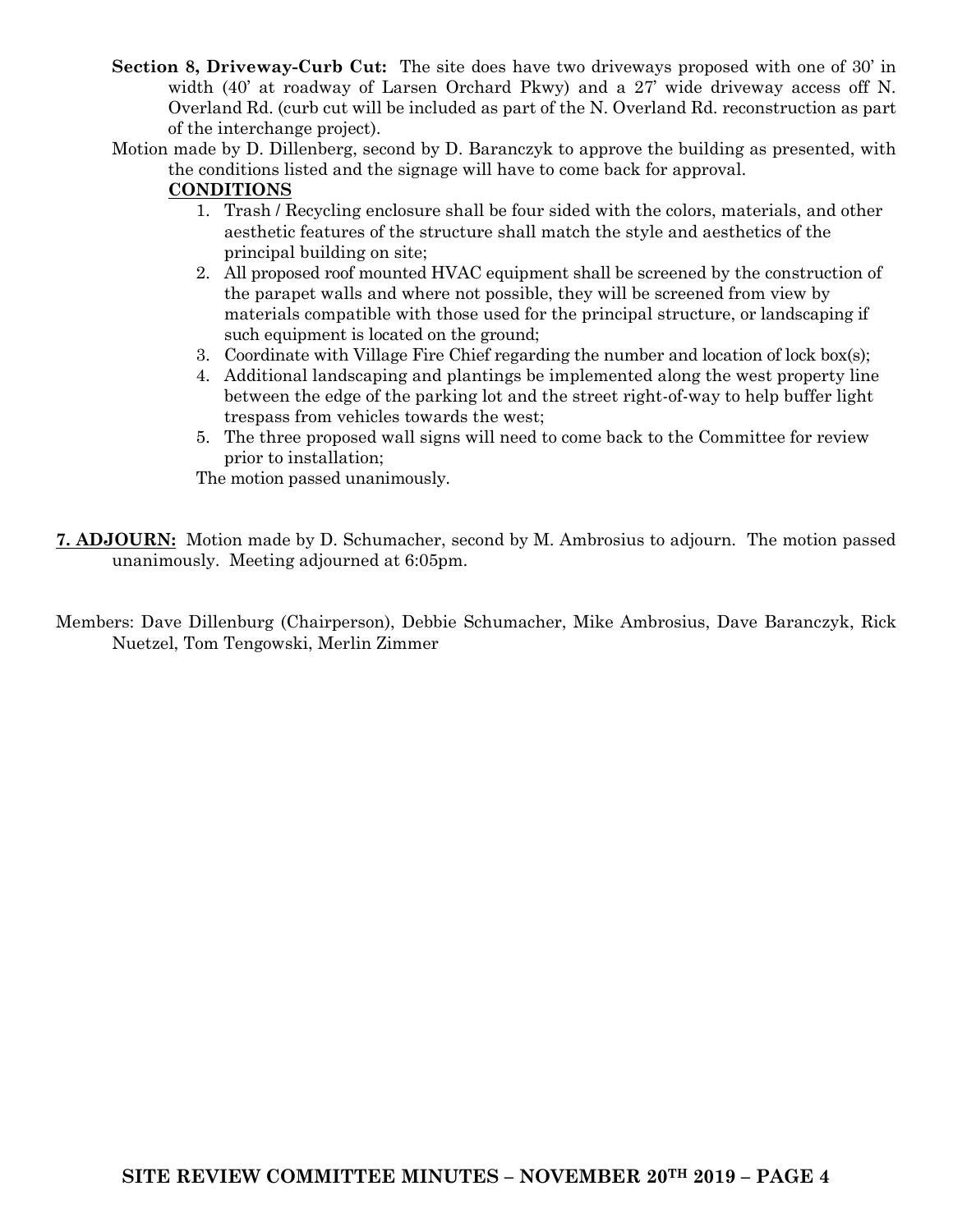**Section 8, Driveway-Curb Cut:** The site does have two driveways proposed with one of 30' in width (40' at roadway of Larsen Orchard Pkwy) and a 27' wide driveway access off N. Overland Rd. (curb cut will be included as part of the N. Overland Rd. reconstruction as part of the interchange project).

Motion made by D. Dillenberg, second by D. Baranczyk to approve the building as presented, with the conditions listed and the signage will have to come back for approval.

**CONDITIONS**

1. Trash / Recycling enclosure shall be four sided with the colors, materials, and other aesthetic features of the structure shall match the style and aesthetics of the principal building on site;
2. All proposed roof mounted HVAC equipment shall be screened by the construction of the parapet walls and where not possible, they will be screened from view by materials compatible with those used for the principal structure, or landscaping if such equipment is located on the ground;
3. Coordinate with Village Fire Chief regarding the number and location of lock box(s);
4. Additional landscaping and plantings be implemented along the west property line between the edge of the parking lot and the street right-of-way to help buffer light trespass from vehicles towards the west;
5. The three proposed wall signs will need to come back to the Committee for review prior to installation;

The motion passed unanimously.

**7. ADJOURN:** Motion made by D. Schumacher, second by M. Ambrosius to adjourn. The motion passed unanimously. Meeting adjourned at 6:05pm.

Members: Dave Dillenburg (Chairperson), Debbie Schumacher, Mike Ambrosius, Dave Baranczyk, Rick Nuetzel, Tom Tengowski, Merlin Zimmer